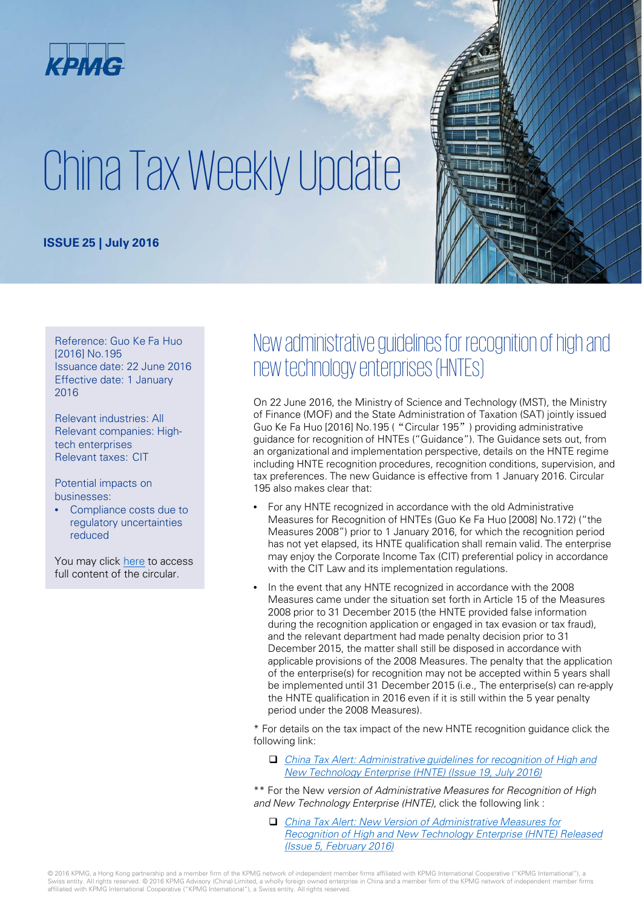KPMG

# China Tax Weekly Update

**ISSUE 25 | July 2016**

Reference: Guo Ke Fa Huo [2016] No.195
Issuance date: 22 June 2016
Effective date: 1 January 2016

Relevant industries: All
Relevant companies: High-tech enterprises
Relevant taxes: CIT

Potential impacts on businesses:

- Compliance costs due to regulatory uncertainties reduced

You may click here to access full content of the circular.

## New administrative guidelines for recognition of high and new technology enterprises (HNTEs)

On 22 June 2016, the Ministry of Science and Technology (MST), the Ministry of Finance (MOF) and the State Administration of Taxation (SAT) jointly issued Guo Ke Fa Huo [2016] No.195 (“Circular 195”) providing administrative guidance for recognition of HNTEs (“Guidance”). The Guidance sets out, from an organizational and implementation perspective, details on the HNTE regime including HNTE recognition procedures, recognition conditions, supervision, and tax preferences. The new Guidance is effective from 1 January 2016. Circular 195 also makes clear that:

- For any HNTE recognized in accordance with the old Administrative Measures for Recognition of HNTEs (Guo Ke Fa Huo [2008] No.172) (“the Measures 2008”) prior to 1 January 2016, for which the recognition period has not yet elapsed, its HNTE qualification shall remain valid. The enterprise may enjoy the Corporate Income Tax (CIT) preferential policy in accordance with the CIT Law and its implementation regulations.
- In the event that any HNTE recognized in accordance with the 2008 Measures came under the situation set forth in Article 15 of the Measures 2008 prior to 31 December 2015 (the HNTE provided false information during the recognition application or engaged in tax evasion or tax fraud), and the relevant department had made penalty decision prior to 31 December 2015, the matter shall still be disposed in accordance with applicable provisions of the 2008 Measures. The penalty that the application of the enterprise(s) for recognition may not be accepted within 5 years shall be implemented until 31 December 2015 (i.e., The enterprise(s) can re-apply the HNTE qualification in 2016 even if it is still within the 5 year penalty period under the 2008 Measures).

\* For details on the tax impact of the new HNTE recognition guidance click the following link:

- *China Tax Alert: Administrative guidelines for recognition of High and New Technology Enterprise (HNTE) (Issue 19, July 2016)*

\*\* For the New *version of Administrative Measures for Recognition of High and New Technology Enterprise (HNTE),* click the following link :

- *China Tax Alert: New Version of Administrative Measures for Recognition of High and New Technology Enterprise (HNTE) Released (Issue 5, February 2016)*

© 2016 KPMG, a Hong Kong partnership and a member firm of the KPMG network of independent member firms affiliated with KPMG International Cooperative (“KPMG International”), a Swiss entity. All rights reserved. © 2016 KPMG Advisory (China) Limited, a wholly foreign owned enterprise in China and a member firm of the KPMG network of independent member firms affiliated with KPMG International Cooperative (“KPMG International”), a Swiss entity. All rights reserved.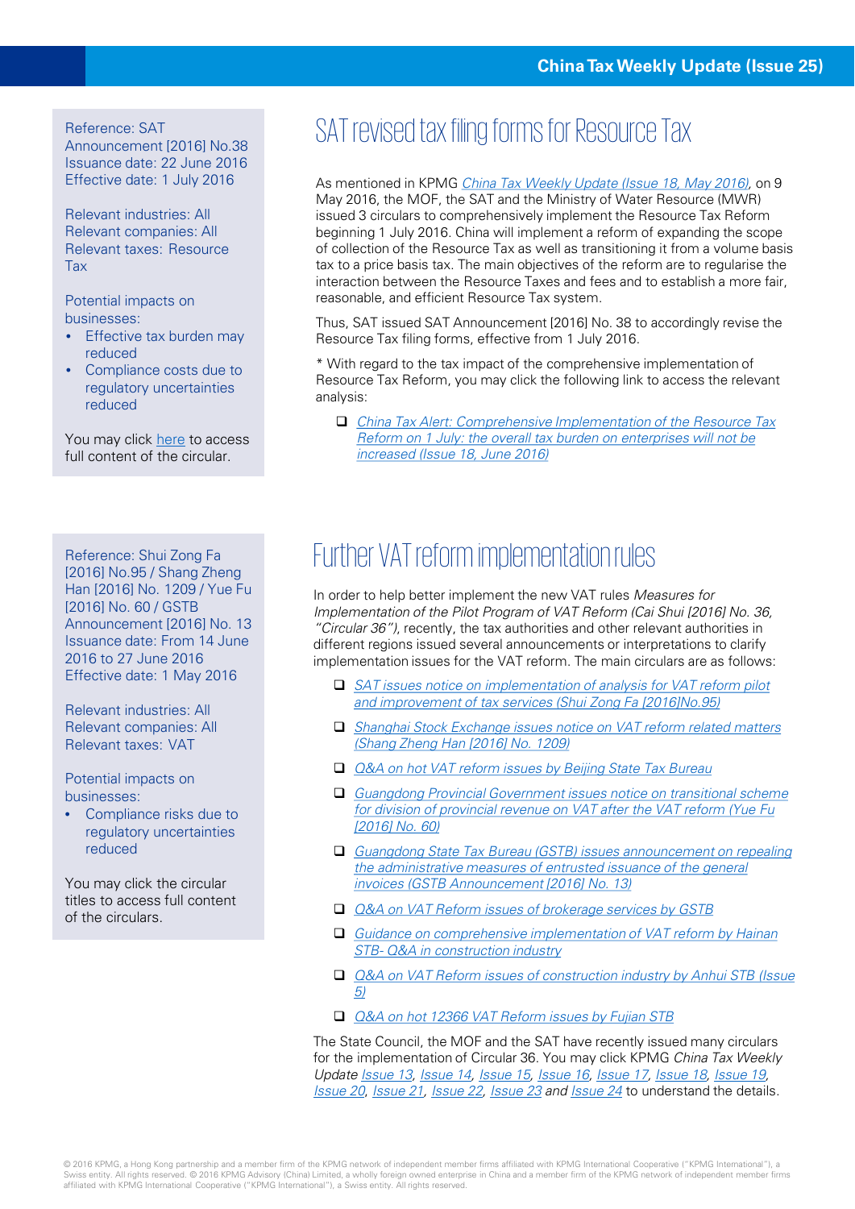## SAT revised tax filing forms for Resource Tax

Reference: SAT Announcement [2016] No.38
Issuance date: 22 June 2016
Effective date: 1 July 2016

Relevant industries: All
Relevant companies: All
Relevant taxes: Resource Tax

Potential impacts on businesses:

- Effective tax burden may reduced
- Compliance costs due to regulatory uncertainties reduced

You may click here to access full content of the circular.

As mentioned in KPMG *China Tax Weekly Update (Issue 18, May 2016)*, on 9 May 2016, the MOF, the SAT and the Ministry of Water Resource (MWR) issued 3 circulars to comprehensively implement the Resource Tax Reform beginning 1 July 2016. China will implement a reform of expanding the scope of collection of the Resource Tax as well as transitioning it from a volume basis tax to a price basis tax. The main objectives of the reform are to regularise the interaction between the Resource Taxes and fees and to establish a more fair, reasonable, and efficient Resource Tax system.

Thus, SAT issued SAT Announcement [2016] No. 38 to accordingly revise the Resource Tax filing forms, effective from 1 July 2016.

* With regard to the tax impact of the comprehensive implementation of Resource Tax Reform, you may click the following link to access the relevant analysis:

- *China Tax Alert: Comprehensive Implementation of the Resource Tax Reform on 1 July: the overall tax burden on enterprises will not be increased (Issue 18, June 2016)*

## Further VAT reform implementation rules

Reference: Shui Zong Fa [2016] No.95 / Shang Zheng Han [2016] No. 1209 / Yue Fu [2016] No. 60 / GSTB Announcement [2016] No. 13
Issuance date: From 14 June 2016 to 27 June 2016
Effective date: 1 May 2016

Relevant industries: All
Relevant companies: All
Relevant taxes: VAT

Potential impacts on businesses:

- Compliance risks due to regulatory uncertainties reduced

You may click the circular titles to access full content of the circulars.

In order to help better implement the new VAT rules *Measures for Implementation of the Pilot Program of VAT Reform (Cai Shui [2016] No. 36, "Circular 36")*, recently, the tax authorities and other relevant authorities in different regions issued several announcements or interpretations to clarify implementation issues for the VAT reform. The main circulars are as follows:

- *SAT issues notice on implementation of analysis for VAT reform pilot and improvement of tax services (Shui Zong Fa [2016]No.95)*
- *Shanghai Stock Exchange issues notice on VAT reform related matters (Shang Zheng Han [2016] No. 1209)*
- *Q&A on hot VAT reform issues by Beijing State Tax Bureau*
- *Guangdong Provincial Government issues notice on transitional scheme for division of provincial revenue on VAT after the VAT reform (Yue Fu [2016] No. 60)*
- *Guangdong State Tax Bureau (GSTB) issues announcement on repealing the administrative measures of entrusted issuance of the general invoices (GSTB Announcement [2016] No. 13)*
- *Q&A on VAT Reform issues of brokerage services by GSTB*
- *Guidance on comprehensive implementation of VAT reform by Hainan STB- Q&A in construction industry*
- *Q&A on VAT Reform issues of construction industry by Anhui STB (Issue 5)*
- *Q&A on hot 12366 VAT Reform issues by Fujian STB*

The State Council, the MOF and the SAT have recently issued many circulars for the implementation of Circular 36. You may click KPMG *China Tax Weekly Update* Issue 13, Issue 14, Issue 15, Issue 16, Issue 17, Issue 18, Issue 19, Issue 20, Issue 21, Issue 22, Issue 23 and Issue 24 to understand the details.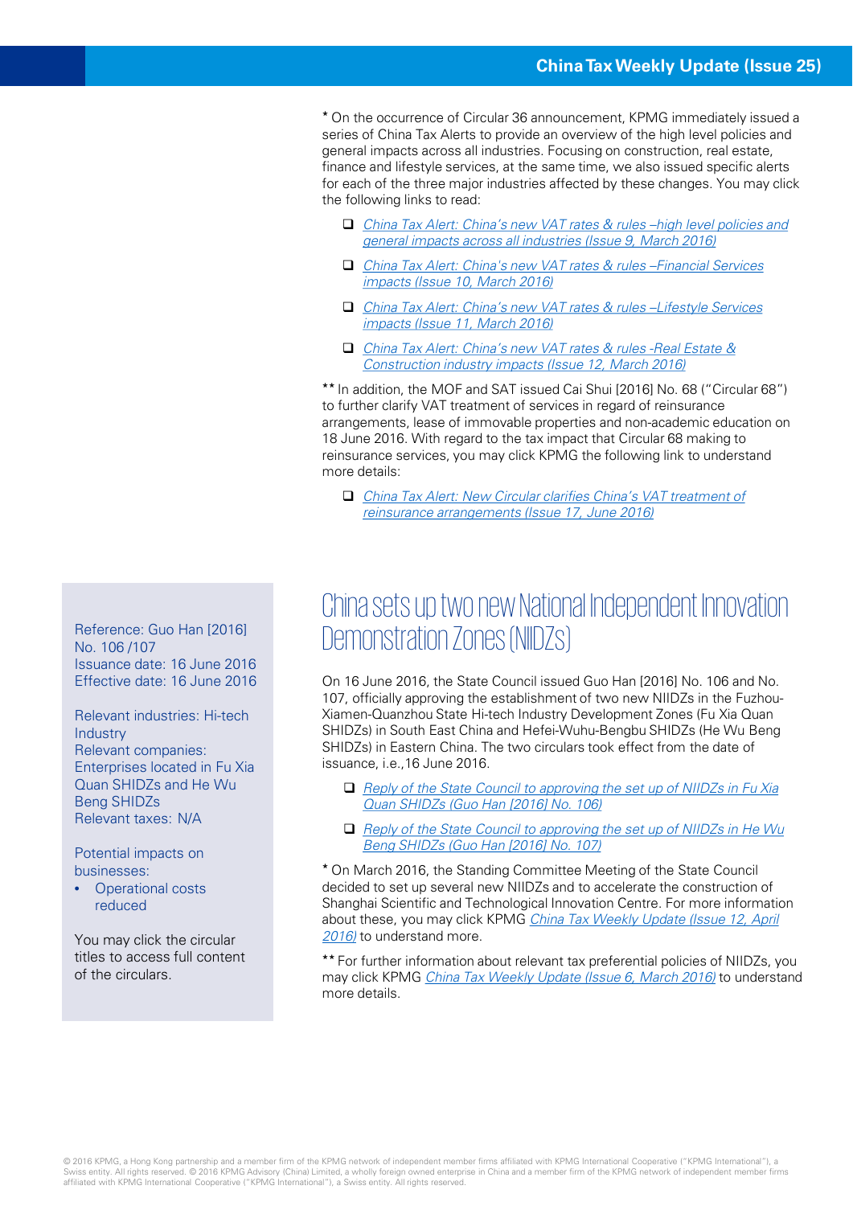* On the occurrence of Circular 36 announcement, KPMG immediately issued a series of China Tax Alerts to provide an overview of the high level policies and general impacts across all industries. Focusing on construction, real estate, finance and lifestyle services, at the same time, we also issued specific alerts for each of the three major industries affected by these changes. You may click the following links to read:

- *China Tax Alert: China's new VAT rates & rules –high level policies and general impacts across all industries (Issue 9, March 2016)*
- *China Tax Alert: China's new VAT rates & rules –Financial Services impacts (Issue 10, March 2016)*
- *China Tax Alert: China's new VAT rates & rules –Lifestyle Services impacts (Issue 11, March 2016)*
- *China Tax Alert: China's new VAT rates & rules -Real Estate & Construction industry impacts (Issue 12, March 2016)*

** In addition, the MOF and SAT issued Cai Shui [2016] No. 68 ("Circular 68") to further clarify VAT treatment of services in regard of reinsurance arrangements, lease of immovable properties and non-academic education on 18 June 2016. With regard to the tax impact that Circular 68 making to reinsurance services, you may click KPMG the following link to understand more details:

- *China Tax Alert: New Circular clarifies China's VAT treatment of reinsurance arrangements (Issue 17, June 2016)*

## China sets up two new National Independent Innovation Demonstration Zones (NIIDZs)

Reference: Guo Han [2016] No. 106 /107
Issuance date: 16 June 2016
Effective date: 16 June 2016

Relevant industries: Hi-tech Industry
Relevant companies: Enterprises located in Fu Xia Quan SHIDZs and He Wu Beng SHIDZs
Relevant taxes: N/A

Potential impacts on businesses:

- Operational costs reduced

You may click the circular titles to access full content of the circulars.

On 16 June 2016, the State Council issued Guo Han [2016] No. 106 and No. 107, officially approving the establishment of two new NIIDZs in the Fuzhou-Xiamen-Quanzhou State Hi-tech Industry Development Zones (Fu Xia Quan SHIDZs) in South East China and Hefei-Wuhu-Bengbu SHIDZs (He Wu Beng SHIDZs) in Eastern China. The two circulars took effect from the date of issuance, i.e.,16 June 2016.

- *Reply of the State Council to approving the set up of NIIDZs in Fu Xia Quan SHIDZs (Guo Han [2016] No. 106)*
- *Reply of the State Council to approving the set up of NIIDZs in He Wu Beng SHIDZs (Guo Han [2016] No. 107)*

* On March 2016, the Standing Committee Meeting of the State Council decided to set up several new NIIDZs and to accelerate the construction of Shanghai Scientific and Technological Innovation Centre. For more information about these, you may click KPMG *China Tax Weekly Update (Issue 12, April 2016)* to understand more.

** For further information about relevant tax preferential policies of NIIDZs, you may click KPMG *China Tax Weekly Update (Issue 6, March 2016)* to understand more details.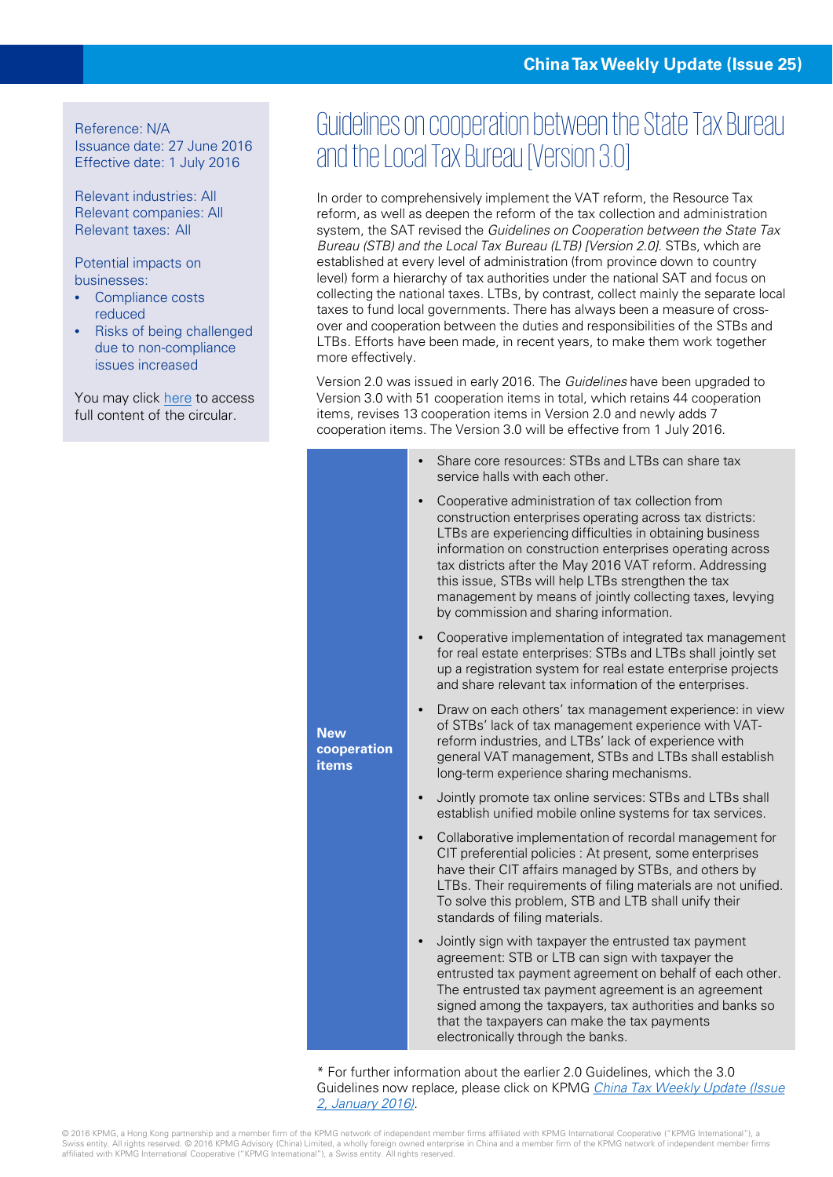Reference: N/A
Issuance date: 27 June 2016
Effective date: 1 July 2016

Relevant industries: All
Relevant companies: All
Relevant taxes: All

Potential impacts on businesses:

- Compliance costs reduced
- Risks of being challenged due to non-compliance issues increased

You may click here to access full content of the circular.

# Guidelines on cooperation between the State Tax Bureau and the Local Tax Bureau [Version 3.0]

In order to comprehensively implement the VAT reform, the Resource Tax reform, as well as deepen the reform of the tax collection and administration system, the SAT revised the *Guidelines on Cooperation between the State Tax Bureau (STB) and the Local Tax Bureau (LTB) [Version 2.0]*. STBs, which are established at every level of administration (from province down to country level) form a hierarchy of tax authorities under the national SAT and focus on collecting the national taxes. LTBs, by contrast, collect mainly the separate local taxes to fund local governments. There has always been a measure of cross-over and cooperation between the duties and responsibilities of the STBs and LTBs. Efforts have been made, in recent years, to make them work together more effectively.

Version 2.0 was issued in early 2016. The *Guidelines* have been upgraded to Version 3.0 with 51 cooperation items in total, which retains 44 cooperation items, revises 13 cooperation items in Version 2.0 and newly adds 7 cooperation items. The Version 3.0 will be effective from 1 July 2016.

| | |
|---|---|
| **New cooperation items** | • Share core resources: STBs and LTBs can share tax service halls with each other.<br>• Cooperative administration of tax collection from construction enterprises operating across tax districts: LTBs are experiencing difficulties in obtaining business information on construction enterprises operating across tax districts after the May 2016 VAT reform. Addressing this issue, STBs will help LTBs strengthen the tax management by means of jointly collecting taxes, levying by commission and sharing information.<br>• Cooperative implementation of integrated tax management for real estate enterprises: STBs and LTBs shall jointly set up a registration system for real estate enterprise projects and share relevant tax information of the enterprises.<br>• Draw on each others' tax management experience: in view of STBs' lack of tax management experience with VAT-reform industries, and LTBs' lack of experience with general VAT management, STBs and LTBs shall establish long-term experience sharing mechanisms.<br>• Jointly promote tax online services: STBs and LTBs shall establish unified mobile online systems for tax services.<br>• Collaborative implementation of recordal management for CIT preferential policies : At present, some enterprises have their CIT affairs managed by STBs, and others by LTBs. Their requirements of filing materials are not unified. To solve this problem, STB and LTB shall unify their standards of filing materials.<br>• Jointly sign with taxpayer the entrusted tax payment agreement: STB or LTB can sign with taxpayer the entrusted tax payment agreement on behalf of each other. The entrusted tax payment agreement is an agreement signed among the taxpayers, tax authorities and banks so that the taxpayers can make the tax payments electronically through the banks. |

\* For further information about the earlier 2.0 Guidelines, which the 3.0 Guidelines now replace, please click on KPMG *China Tax Weekly Update (Issue 2, January 2016)*.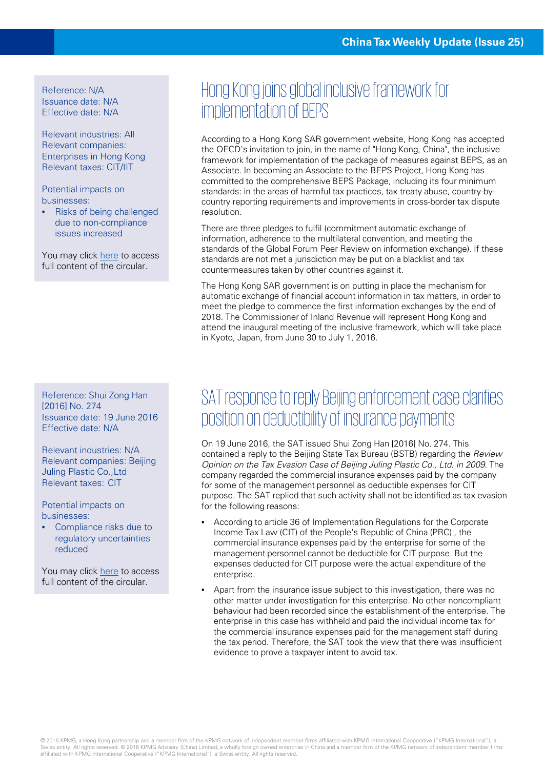Reference: N/A
Issuance date: N/A
Effective date: N/A

Relevant industries: All
Relevant companies: Enterprises in Hong Kong
Relevant taxes: CIT/IIT

Potential impacts on businesses:

- Risks of being challenged due to non-compliance issues increased

You may click here to access full content of the circular.

## Hong Kong joins global inclusive framework for implementation of BEPS

According to a Hong Kong SAR government website, Hong Kong has accepted the OECD's invitation to join, in the name of "Hong Kong, China", the inclusive framework for implementation of the package of measures against BEPS, as an Associate. In becoming an Associate to the BEPS Project, Hong Kong has committed to the comprehensive BEPS Package, including its four minimum standards: in the areas of harmful tax practices, tax treaty abuse, country-by-country reporting requirements and improvements in cross-border tax dispute resolution.

There are three pledges to fulfil (commitment automatic exchange of information, adherence to the multilateral convention, and meeting the standards of the Global Forum Peer Review on information exchange). If these standards are not met a jurisdiction may be put on a blacklist and tax countermeasures taken by other countries against it.

The Hong Kong SAR government is on putting in place the mechanism for automatic exchange of financial account information in tax matters, in order to meet the pledge to commence the first information exchanges by the end of 2018. The Commissioner of Inland Revenue will represent Hong Kong and attend the inaugural meeting of the inclusive framework, which will take place in Kyoto, Japan, from June 30 to July 1, 2016.

Reference: Shui Zong Han [2016] No. 274
Issuance date: 19 June 2016
Effective date: N/A

Relevant industries: N/A
Relevant companies: Beijing Juling Plastic Co.,Ltd
Relevant taxes: CIT

Potential impacts on businesses:

- Compliance risks due to regulatory uncertainties reduced

You may click here to access full content of the circular.

## SAT response to reply Beijing enforcement case clarifies position on deductibility of insurance payments

On 19 June 2016, the SAT issued Shui Zong Han [2016] No. 274. This contained a reply to the Beijing State Tax Bureau (BSTB) regarding the *Review Opinion on the Tax Evasion Case of Beijing Juling Plastic Co., Ltd. in 2009*. The company regarded the commercial insurance expenses paid by the company for some of the management personnel as deductible expenses for CIT purpose. The SAT replied that such activity shall not be identified as tax evasion for the following reasons:

- According to article 36 of Implementation Regulations for the Corporate Income Tax Law (CIT) of the People's Republic of China (PRC) , the commercial insurance expenses paid by the enterprise for some of the management personnel cannot be deductible for CIT purpose. But the expenses deducted for CIT purpose were the actual expenditure of the enterprise.
- Apart from the insurance issue subject to this investigation, there was no other matter under investigation for this enterprise. No other noncompliant behaviour had been recorded since the establishment of the enterprise. The enterprise in this case has withheld and paid the individual income tax for the commercial insurance expenses paid for the management staff during the tax period. Therefore, the SAT took the view that there was insufficient evidence to prove a taxpayer intent to avoid tax.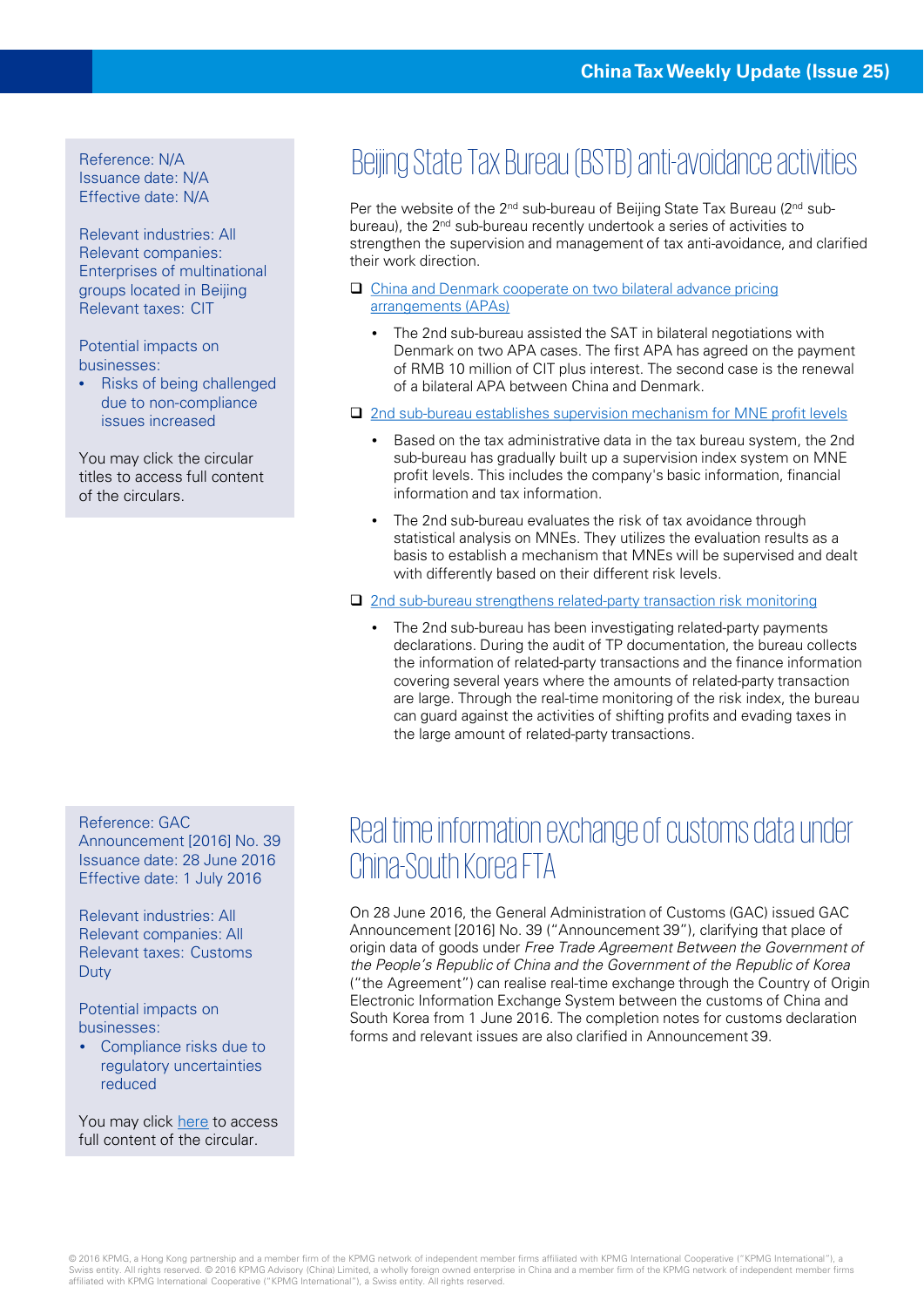Reference: N/A
Issuance date: N/A
Effective date: N/A

Relevant industries: All
Relevant companies: Enterprises of multinational groups located in Beijing
Relevant taxes: CIT

Potential impacts on businesses:

- Risks of being challenged due to non-compliance issues increased

You may click the circular titles to access full content of the circulars.

# Beijing State Tax Bureau (BSTB) anti-avoidance activities

Per the website of the 2nd sub-bureau of Beijing State Tax Bureau (2nd sub-bureau), the 2nd sub-bureau recently undertook a series of activities to strengthen the supervision and management of tax anti-avoidance, and clarified their work direction.

- China and Denmark cooperate on two bilateral advance pricing arrangements (APAs)
  - The 2nd sub-bureau assisted the SAT in bilateral negotiations with Denmark on two APA cases. The first APA has agreed on the payment of RMB 10 million of CIT plus interest. The second case is the renewal of a bilateral APA between China and Denmark.
- 2nd sub-bureau establishes supervision mechanism for MNE profit levels
  - Based on the tax administrative data in the tax bureau system, the 2nd sub-bureau has gradually built up a supervision index system on MNE profit levels. This includes the company's basic information, financial information and tax information.
  - The 2nd sub-bureau evaluates the risk of tax avoidance through statistical analysis on MNEs. They utilizes the evaluation results as a basis to establish a mechanism that MNEs will be supervised and dealt with differently based on their different risk levels.
- 2nd sub-bureau strengthens related-party transaction risk monitoring
  - The 2nd sub-bureau has been investigating related-party payments declarations. During the audit of TP documentation, the bureau collects the information of related-party transactions and the finance information covering several years where the amounts of related-party transaction are large. Through the real-time monitoring of the risk index, the bureau can guard against the activities of shifting profits and evading taxes in the large amount of related-party transactions.

Reference: GAC Announcement [2016] No. 39
Issuance date: 28 June 2016
Effective date: 1 July 2016

Relevant industries: All
Relevant companies: All
Relevant taxes: Customs Duty

Potential impacts on businesses:

- Compliance risks due to regulatory uncertainties reduced

You may click here to access full content of the circular.

# Real time information exchange of customs data under China-South Korea FTA

On 28 June 2016, the General Administration of Customs (GAC) issued GAC Announcement [2016] No. 39 ("Announcement 39"), clarifying that place of origin data of goods under *Free Trade Agreement Between the Government of the People's Republic of China and the Government of the Republic of Korea* ("the Agreement") can realise real-time exchange through the Country of Origin Electronic Information Exchange System between the customs of China and South Korea from 1 June 2016. The completion notes for customs declaration forms and relevant issues are also clarified in Announcement 39.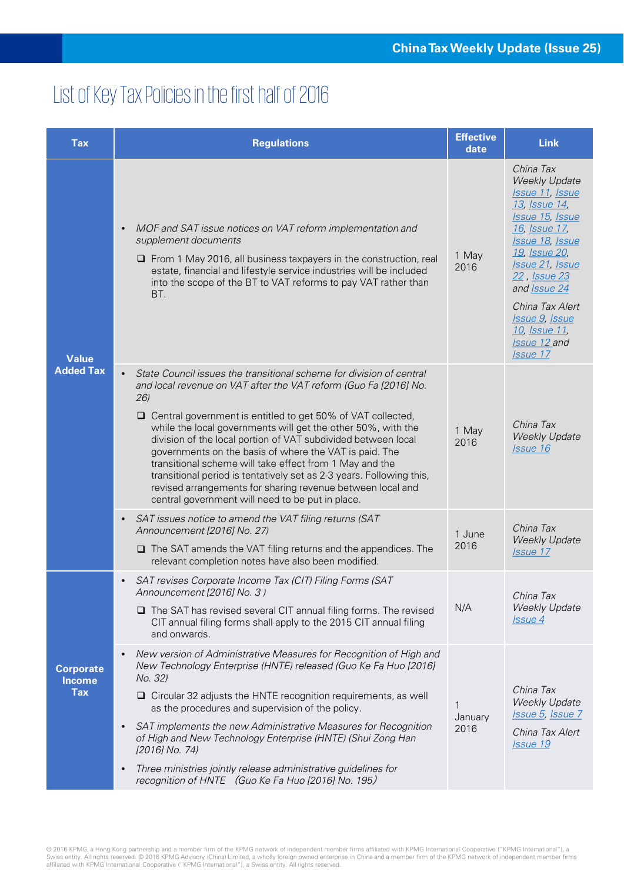# List of Key Tax Policies in the first half of 2016

| Tax | Regulations | Effective date | Link |
|---|---|---|---|
| Value Added Tax | • *MOF and SAT issue notices on VAT reform implementation and supplement documents*<br>❑ From 1 May 2016, all business taxpayers in the construction, real estate, financial and lifestyle service industries will be included into the scope of the BT to VAT reforms to pay VAT rather than BT. | 1 May 2016 | *China Tax Weekly Update Issue 11, Issue 13, Issue 14, Issue 15, Issue 16, Issue 17, Issue 18, Issue 19, Issue 20, Issue 21, Issue 22 , Issue 23 and Issue 24*<br>*China Tax Alert Issue 9, Issue 10, Issue 11, Issue 12 and Issue 17* |
| | • *State Council issues the transitional scheme for division of central and local revenue on VAT after the VAT reform (Guo Fa [2016] No. 26)*<br>❑ Central government is entitled to get 50% of VAT collected, while the local governments will get the other 50%, with the division of the local portion of VAT subdivided between local governments on the basis of where the VAT is paid. The transitional scheme will take effect from 1 May 2016, and the transitional period is tentatively set as 2-3 years. Following this, revised arrangements for sharing revenue between local and central government will need to be put in place. | 1 May 2016 | *China Tax Weekly Update Issue 16* |
| | • *SAT issues notice to amend the VAT filing returns (SAT Announcement [2016] No. 27)*<br>❑ The SAT amends the VAT filing returns and the appendices. The relevant completion notes have also been modified. | 1 June 2016 | *China Tax Weekly Update Issue 17* |
| Corporate Income Tax | • *SAT revises Corporate Income Tax (CIT) Filing Forms (SAT Announcement [2016] No. 3 )*<br>❑ The SAT has revised several CIT annual filing forms. The revised CIT annual filing forms shall apply to the 2015 CIT annual filing and onwards. | N/A | *China Tax Weekly Update Issue 4* |
| | • *New version of Administrative Measures for Recognition of High and New Technology Enterprise (HNTE) released (Guo Ke Fa Huo [2016] No. 32)*<br>❑ Circular 32 adjusts the HNTE recognition requirements, as well as the procedures and supervision of the policy.<br>• *SAT implements the new Administrative Measures for Recognition of High and New Technology Enterprise (HNTE) (Shui Zong Han [2016] No. 74)*<br>• *Three ministries jointly release administrative guidelines for recognition of HNTE (Guo Ke Fa Huo [2016] No. 195)* | 1 January 2016 | *China Tax Weekly Update Issue 5, Issue 7*<br>*China Tax Alert Issue 19* |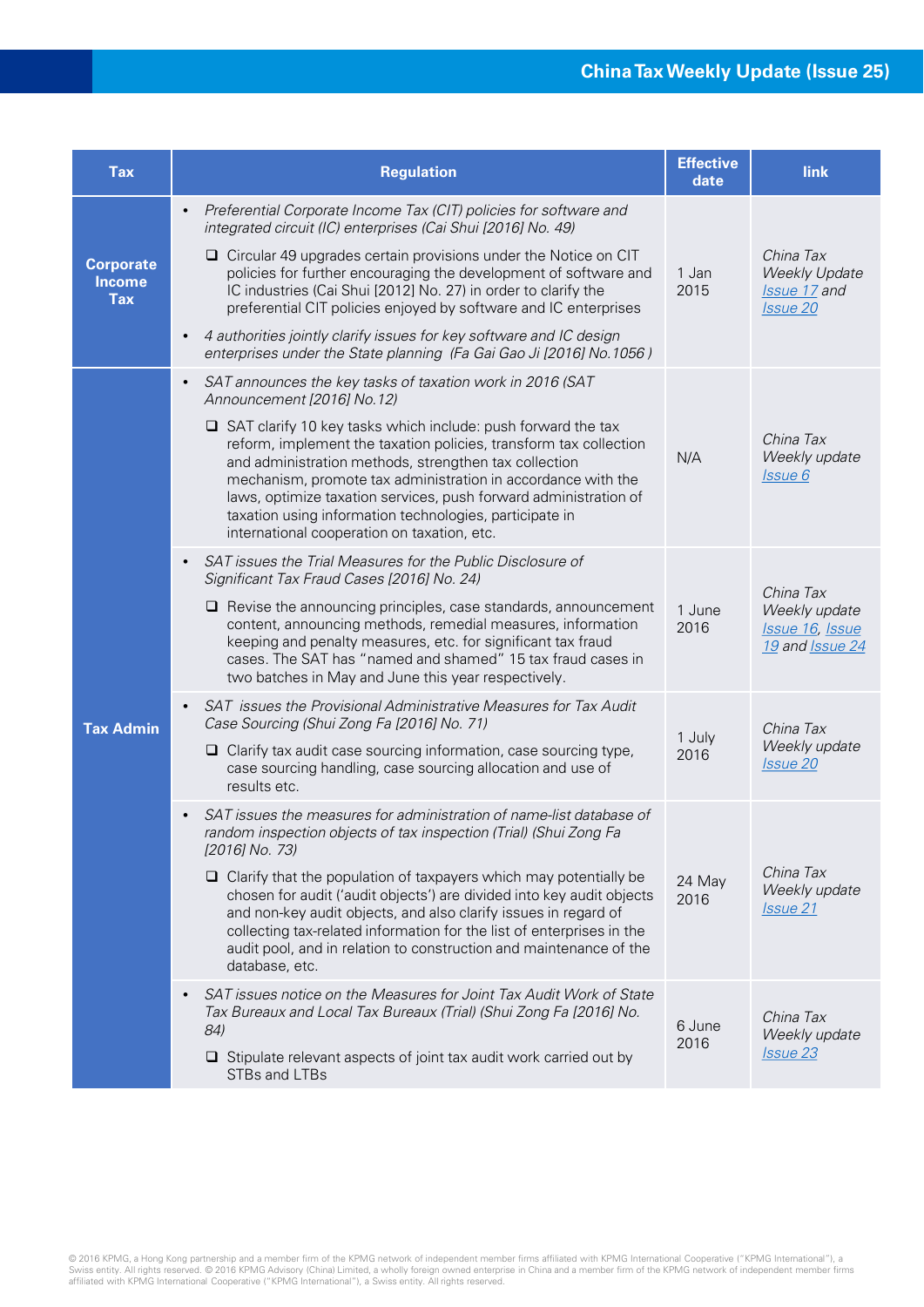| Tax | Regulation | Effective date | link |
|---|---|---|---|
| Corporate Income Tax | • *Preferential Corporate Income Tax (CIT) policies for software and integrated circuit (IC) enterprises (Cai Shui [2016] No. 49)*<br>❑ Circular 49 upgrades certain provisions under the Notice on CIT policies for further encouraging the development of software and IC industries (Cai Shui [2012] No. 27) in order to clarify the preferential CIT policies enjoyed by software and IC enterprises<br>• *4 authorities jointly clarify issues for key software and IC design enterprises under the State planning (Fa Gai Gao Ji [2016] No.1056 )* | 1 Jan 2015 | *China Tax Weekly Update Issue 17 and Issue 20* |
| Tax Admin | • *SAT announces the key tasks of taxation work in 2016 (SAT Announcement [2016] No.12)*<br>❑ SAT clarify 10 key tasks which include: push forward the tax reform, implement the taxation policies, transform tax collection and administration methods, strengthen tax collection mechanism, promote tax administration in accordance with the laws, optimize taxation services, push forward administration of taxation using information technologies, participate in international cooperation on taxation, etc. | N/A | *China Tax Weekly update Issue 6* |
| | • *SAT issues the Trial Measures for the Public Disclosure of Significant Tax Fraud Cases [2016] No. 24)*<br>❑ Revise the announcing principles, case standards, announcement content, announcing methods, remedial measures, information keeping and penalty measures, etc. for significant tax fraud cases. The SAT has "named and shamed" 15 tax fraud cases in two batches in May and June this year respectively. | 1 June 2016 | *China Tax Weekly update Issue 16, Issue 19 and Issue 24* |
| | • *SAT issues the Provisional Administrative Measures for Tax Audit Case Sourcing (Shui Zong Fa [2016] No. 71)*<br>❑ Clarify tax audit case sourcing information, case sourcing type, case sourcing handling, case sourcing allocation and use of results etc. | 1 July 2016 | *China Tax Weekly update Issue 20* |
| | • *SAT issues the measures for administration of name-list database of random inspection objects of tax inspection (Trial) (Shui Zong Fa [2016] No. 73)*<br>❑ Clarify that the population of taxpayers which may potentially be chosen for audit ('audit objects') are divided into key audit objects and non-key audit objects, and also clarify issues in regard of collecting tax-related information for the list of enterprises in the audit pool, and in relation to construction and maintenance of the database, etc. | 24 May 2016 | *China Tax Weekly update Issue 21* |
| | • *SAT issues notice on the Measures for Joint Tax Audit Work of State Tax Bureaux and Local Tax Bureaux (Trial) (Shui Zong Fa [2016] No. 84)*<br>❑ Stipulate relevant aspects of joint tax audit work carried out by STBs and LTBs | 6 June 2016 | *China Tax Weekly update Issue 23* |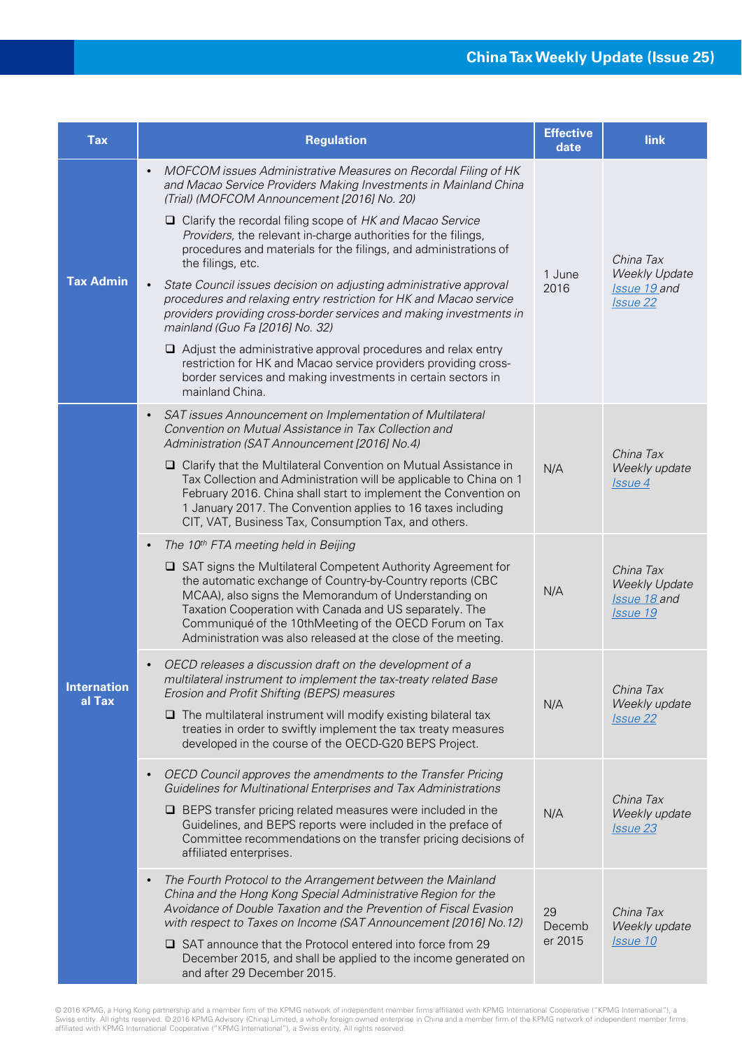| Tax | Regulation | Effective date | link |
|---|---|---|---|
| **Tax Admin** | • *MOFCOM issues Administrative Measures on Recordal Filing of HK and Macao Service Providers Making Investments in Mainland China (Trial) (MOFCOM Announcement [2016] No. 20)*<br>❑ Clarify the recordal filing scope of *HK and Macao Service Providers,* the relevant in-charge authorities for the filings, procedures and materials for the filings, and administrations of the filings, etc.<br>• *State Council issues decision on adjusting administrative approval procedures and relaxing entry restriction for HK and Macao service providers providing cross-border services and making investments in mainland (Guo Fa [2016] No. 32)*<br>❑ Adjust the administrative approval procedures and relax entry restriction for HK and Macao service providers providing cross-border services and making investments in certain sectors in mainland China. | 1 June 2016 | *China Tax Weekly Update Issue 19 and Issue 22* |
| **International Tax** | • *SAT issues Announcement on Implementation of Multilateral Convention on Mutual Assistance in Tax Collection and Administration (SAT Announcement [2016] No.4)*<br>❑ Clarify that the Multilateral Convention on Mutual Assistance in Tax Collection and Administration will be applicable to China on 1 February 2016. China shall start to implement the Convention on 1 January 2017. The Convention applies to 16 taxes including CIT, VAT, Business Tax, Consumption Tax, and others. | N/A | *China Tax Weekly update Issue 4* |
| | • *The 10th FTA meeting held in Beijing*<br>❑ SAT signs the Multilateral Competent Authority Agreement for the automatic exchange of Country-by-Country reports (CBC MCAA), also signs the Memorandum of Understanding on Taxation Cooperation with Canada and US separately. The Communiqué of the 10thMeeting of the OECD Forum on Tax Administration was also released at the close of the meeting. | N/A | *China Tax Weekly Update Issue 18 and Issue 19* |
| | • *OECD releases a discussion draft on the development of a multilateral instrument to implement the tax-treaty related Base Erosion and Profit Shifting (BEPS) measures*<br>❑ The multilateral instrument will modify existing bilateral tax treaties in order to swiftly implement the tax treaty measures developed in the course of the OECD-G20 BEPS Project. | N/A | *China Tax Weekly update Issue 22* |
| | • *OECD Council approves the amendments to the Transfer Pricing Guidelines for Multinational Enterprises and Tax Administrations*<br>❑ BEPS transfer pricing related measures were included in the Guidelines, and BEPS reports were included in the preface of Committee recommendations on the transfer pricing decisions of affiliated enterprises. | N/A | *China Tax Weekly update Issue 23* |
| | • *The Fourth Protocol to the Arrangement between the Mainland China and the Hong Kong Special Administrative Region for the Avoidance of Double Taxation and the Prevention of Fiscal Evasion with respect to Taxes on Income (SAT Announcement [2016] No.12)*<br>❑ SAT announce that the Protocol entered into force from 29 December 2015, and shall be applied to the income generated on and after 29 December 2015. | 29 December 2015 | *China Tax Weekly update Issue 10* |

© 2016 KPMG, a Hong Kong partnership and a member firm of the KPMG network of independent member firms affiliated with KPMG International Cooperative ("KPMG International"), a Swiss entity. All rights reserved. © 2016 KPMG Advisory (China) Limited, a wholly foreign owned enterprise in China and a member firm of the KPMG network of independent member firms affiliated with KPMG International Cooperative ("KPMG International"), a Swiss entity. All rights reserved.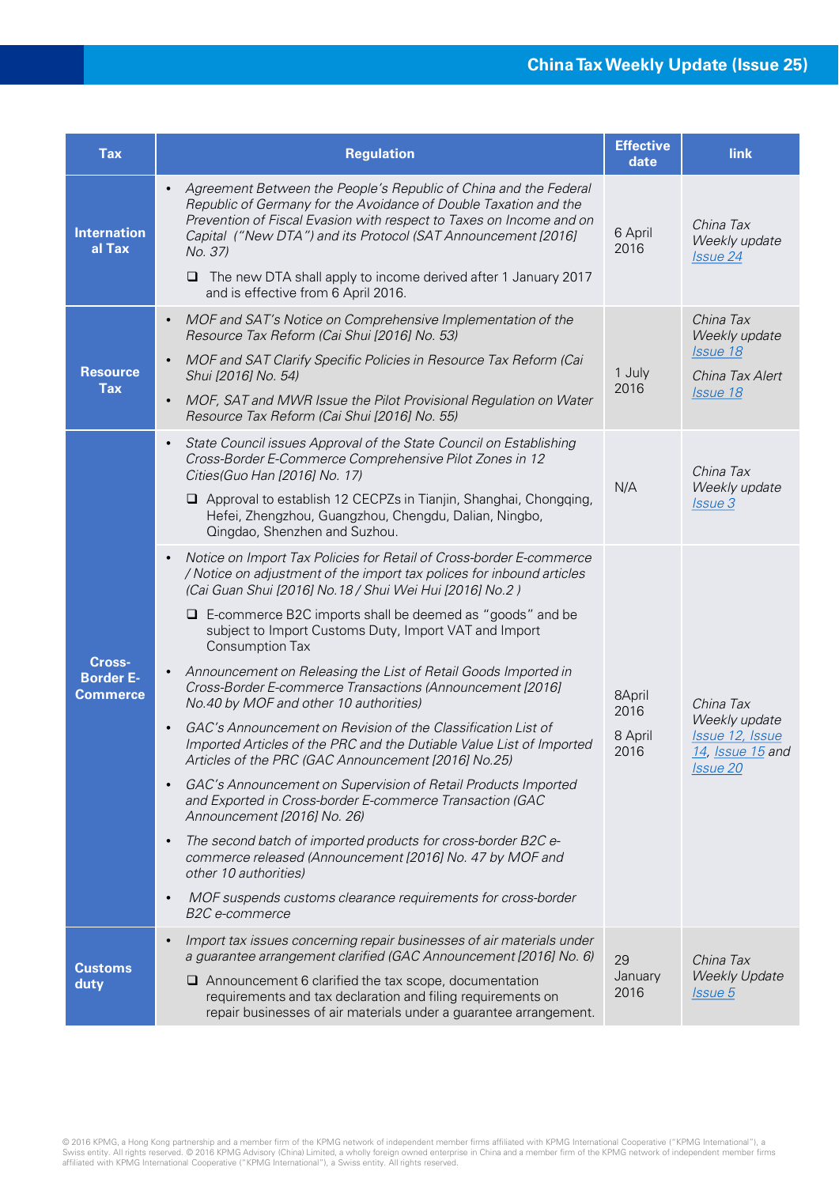| Tax | Regulation | Effective date | link |
|---|---|---|---|
| International Tax | • *Agreement Between the People's Republic of China and the Federal Republic of Germany for the Avoidance of Double Taxation and the Prevention of Fiscal Evasion with respect to Taxes on Income and on Capital ("New DTA") and its Protocol (SAT Announcement [2016] No. 37)*<br>❑ The new DTA shall apply to income derived after 1 January 2017 and is effective from 6 April 2016. | 6 April 2016 | *China Tax Weekly update* *Issue 24* |
| Resource Tax | • *MOF and SAT's Notice on Comprehensive Implementation of the Resource Tax Reform (Cai Shui [2016] No. 53)*<br>• *MOF and SAT Clarify Specific Policies in Resource Tax Reform (Cai Shui [2016] No. 54)*<br>• *MOF, SAT and MWR Issue the Pilot Provisional Regulation on Water Resource Tax Reform (Cai Shui [2016] No. 55)* | 1 July 2016 | *China Tax Weekly update* *Issue 18*<br>*China Tax Alert* *Issue 18* |
| Cross-Border E-Commerce | • *State Council issues Approval of the State Council on Establishing Cross-Border E-Commerce Comprehensive Pilot Zones in 12 Cities(Guo Han [2016] No. 17)*<br>❑ Approval to establish 12 CECPZs in Tianjin, Shanghai, Chongqing, Hefei, Zhengzhou, Guangzhou, Chengdu, Dalian, Ningbo, Qingdao, Shenzhen and Suzhou. | N/A | *China Tax Weekly update* *Issue 3* |
| | • *Notice on Import Tax Policies for Retail of Cross-border E-commerce / Notice on adjustment of the import tax polices for inbound articles (Cai Guan Shui [2016] No.18 / Shui Wei Hui [2016] No.2 )*<br>❑ E-commerce B2C imports shall be deemed as "goods" and be subject to Import Customs Duty, Import VAT and Import Consumption Tax<br>• *Announcement on Releasing the List of Retail Goods Imported in Cross-Border E-commerce Transactions (Announcement [2016] No.40 by MOF and other 10 authorities)*<br>• *GAC's Announcement on Revision of the Classification List of Imported Articles of the PRC and the Dutiable Value List of Imported Articles of the PRC (GAC Announcement [2016] No.25)*<br>• *GAC's Announcement on Supervision of Retail Products Imported and Exported in Cross-border E-commerce Transaction (GAC Announcement [2016] No. 26)*<br>• *The second batch of imported products for cross-border B2C e-commerce released (Announcement [2016] No. 47 by MOF and other 10 authorities)*<br>• *MOF suspends customs clearance requirements for cross-border B2C e-commerce* | 8April 2016<br>8 April 2016 | *China Tax Weekly update* *Issue 12, Issue 14, Issue 15* and *Issue 20* |
| Customs duty | • *Import tax issues concerning repair businesses of air materials under a guarantee arrangement clarified (GAC Announcement [2016] No. 6)*<br>❑ Announcement 6 clarified the tax scope, documentation requirements and tax declaration and filing requirements on repair businesses of air materials under a guarantee arrangement. | 29 January 2016 | *China Tax Weekly Update* *Issue 5* |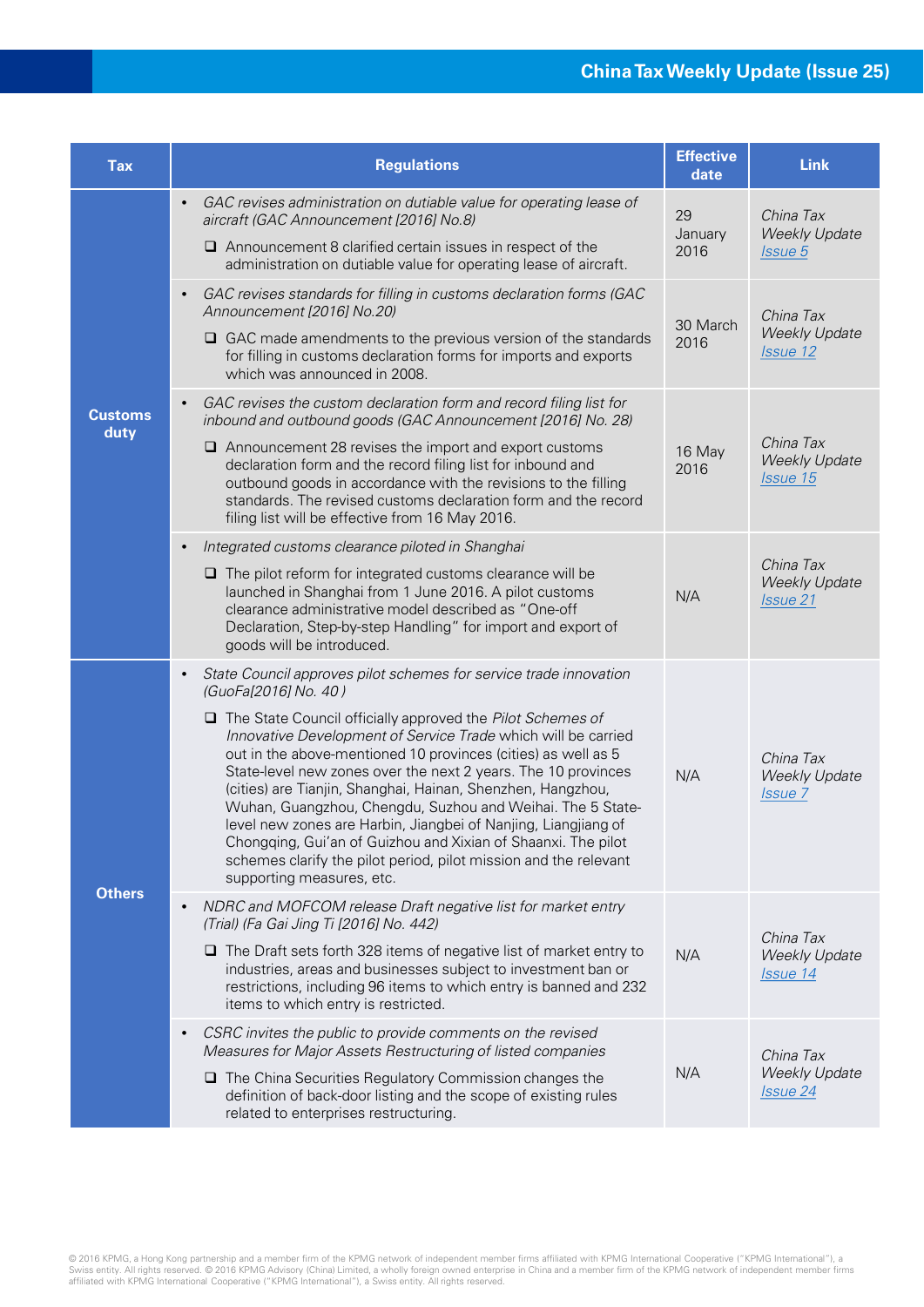| Tax | Regulations | Effective date | Link |
|---|---|---|---|
| Customs duty | • *GAC revises administration on dutiable value for operating lease of aircraft (GAC Announcement [2016] No.8)*<br>❑ Announcement 8 clarified certain issues in respect of the administration on dutiable value for operating lease of aircraft. | 29 January 2016 | *China Tax Weekly Update Issue 5* |
| | • *GAC revises standards for filling in customs declaration forms (GAC Announcement [2016] No.20)*<br>❑ GAC made amendments to the previous version of the standards for filling in customs declaration forms for imports and exports which was announced in 2008. | 30 March 2016 | *China Tax Weekly Update Issue 12* |
| | • *GAC revises the custom declaration form and record filing list for inbound and outbound goods (GAC Announcement [2016] No. 28)*<br>❑ Announcement 28 revises the import and export customs declaration form and the record filing list for inbound and outbound goods in accordance with the revisions to the filling standards. The revised customs declaration form and the record filing list will be effective from 16 May 2016. | 16 May 2016 | *China Tax Weekly Update Issue 15* |
| | • *Integrated customs clearance piloted in Shanghai*<br>❑ The pilot reform for integrated customs clearance will be launched in Shanghai from 1 June 2016. A pilot customs clearance administrative model described as "One-off Declaration, Step-by-step Handling" for import and export of goods will be introduced. | N/A | *China Tax Weekly Update Issue 21* |
| Others | • *State Council approves pilot schemes for service trade innovation (GuoFa[2016] No. 40 )*<br>❑ The State Council officially approved the *Pilot Schemes of Innovative Development of Service Trade* which will be carried out in the above-mentioned 10 provinces (cities) as well as 5 State-level new zones over the next 2 years. The 10 provinces (cities) are Tianjin, Shanghai, Hainan, Shenzhen, Hangzhou, Wuhan, Guangzhou, Chengdu, Suzhou and Weihai. The 5 State-level new zones are Harbin, Jiangbei of Nanjing, Liangjiang of Chongqing, Gui'an of Guizhou and Xixian of Shaanxi. The pilot schemes clarify the pilot period, pilot mission and the relevant supporting measures, etc. | N/A | *China Tax Weekly Update Issue 7* |
| | • *NDRC and MOFCOM release Draft negative list for market entry (Trial) (Fa Gai Jing Ti [2016] No. 442)*<br>❑ The Draft sets forth 328 items of negative list of market entry to industries, areas and businesses subject to investment ban or restrictions, including 96 items to which entry is banned and 232 items to which entry is restricted. | N/A | *China Tax Weekly Update Issue 14* |
| | • *CSRC invites the public to provide comments on the revised Measures for Major Assets Restructuring of listed companies*<br>❑ The China Securities Regulatory Commission changes the definition of back-door listing and the scope of existing rules related to enterprises restructuring. | N/A | *China Tax Weekly Update Issue 24* |

© 2016 KPMG, a Hong Kong partnership and a member firm of the KPMG network of independent member firms affiliated with KPMG International Cooperative ("KPMG International"), a Swiss entity. All rights reserved. © 2016 KPMG Advisory (China) Limited, a wholly foreign owned enterprise in China and a member firm of the KPMG network of independent member firms affiliated with KPMG International Cooperative ("KPMG International"), a Swiss entity. All rights reserved.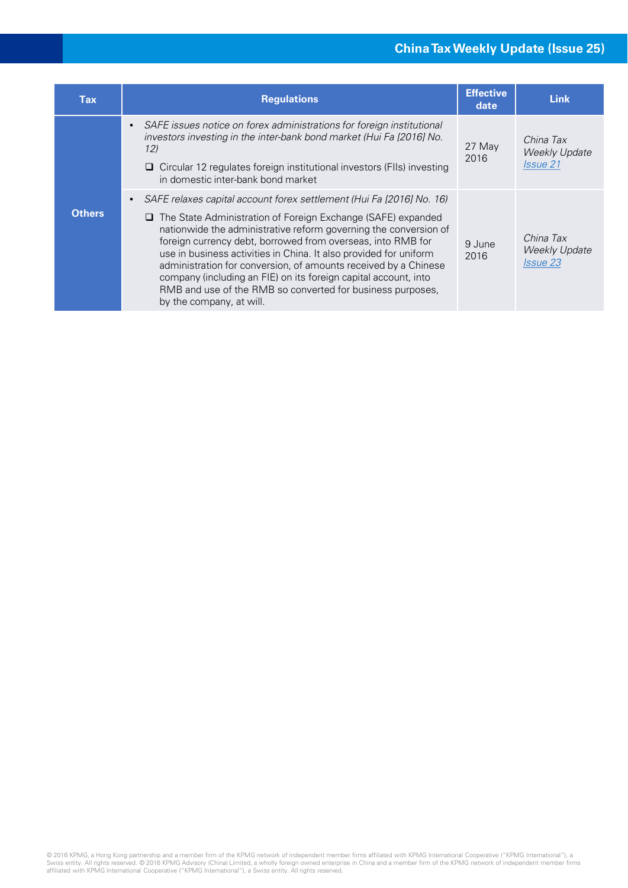| Tax | Regulations | Effective date | Link |
|---|---|---|---|
| **Others** | • *SAFE issues notice on forex administrations for foreign institutional investors investing in the inter-bank bond market (Hui Fa [2016] No. 12)*<br>❑ Circular 12 regulates foreign institutional investors (FIIs) investing in domestic inter-bank bond market | 27 May 2016 | *China Tax Weekly Update [Issue 21]()* |
| | • *SAFE relaxes capital account forex settlement (Hui Fa [2016] No. 16)*<br>❑ The State Administration of Foreign Exchange (SAFE) expanded nationwide the administrative reform governing the conversion of foreign currency debt, borrowed from overseas, into RMB for use in business activities in China. It also provided for uniform administration for conversion, of amounts received by a Chinese company (including an FIE) on its foreign capital account, into RMB and use of the RMB so converted for business purposes, by the company, at will. | 9 June 2016 | *China Tax Weekly Update [Issue 23]()* |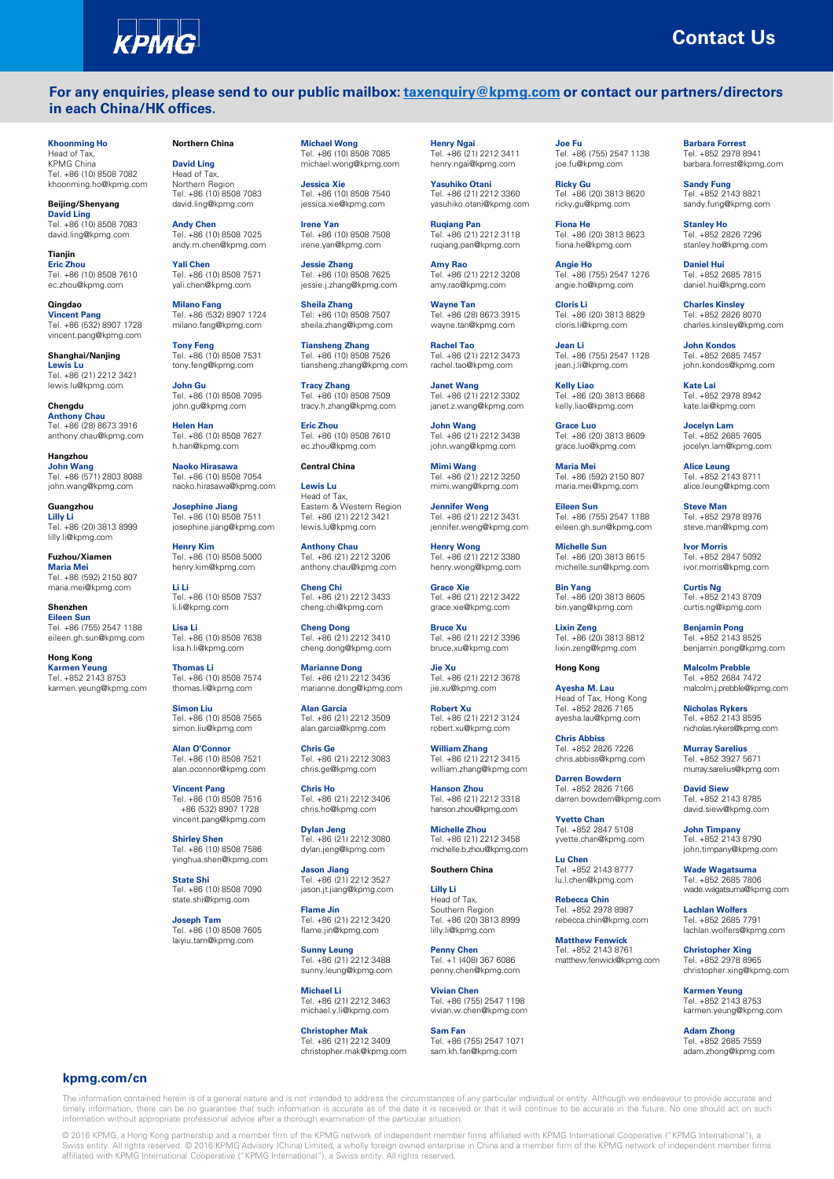# Contact Us

**For any enquiries, please send to our public mailbox: taxenquiry@kpmg.com or contact our partners/directors in each China/HK offices.**

**Khoonming Ho**
Head of Tax,
KPMG China
Tel. +86 (10) 8508 7082
khoonming.ho@kpmg.com

**Beijing/Shenyang**
**David Ling**
Tel. +86 (10) 8508 7083
david.ling@kpmg.com

**Tianjin**
**Eric Zhou**
Tel. +86 (10) 8508 7610
ec.zhou@kpmg.com

**Qingdao**
**Vincent Pang**
Tel. +86 (532) 8907 1728
vincent.pang@kpmg.com

**Shanghai/Nanjing**
**Lewis Lu**
Tel. +86 (21) 2212 3421
lewis.lu@kpmg.com

**Chengdu**
**Anthony Chau**
Tel. +86 (28) 8673 3916
anthony.chau@kpmg.com

**Hangzhou**
**John Wang**
Tel. +86 (571) 2803 8088
john.wang@kpmg.com

**Guangzhou**
**Lilly Li**
Tel. +86 (20) 3813 8999
lilly.li@kpmg.com

**Fuzhou/Xiamen**
**Maria Mei**
Tel. +86 (592) 2150 807
maria.mei@kpmg.com

**Shenzhen**
**Eileen Sun**
Tel. +86 (755) 2547 1188
eileen.gh.sun@kpmg.com

**Hong Kong**
**Karmen Yeung**
Tel. +852 2143 8753
karmen.yeung@kpmg.com

## Northern China

**David Ling**
Head of Tax,
Northern Region
Tel. +86 (10) 8508 7083
david.ling@kpmg.com

**Andy Chen**
Tel. +86 (10) 8508 7025
andy.m.chen@kpmg.com

**Yali Chen**
Tel. +86 (10) 8508 7571
yali.chen@kpmg.com

**Milano Fang**
Tel. +86 (532) 8907 1724
milano.fang@kpmg.com

**Tony Feng**
Tel. +86 (10) 8508 7531
tony.feng@kpmg.com

**John Gu**
Tel. +86 (10) 8508 7095
john.gu@kpmg.com

**Helen Han**
Tel. +86 (10) 8508 7627
h.han@kpmg.com

**Naoko Hirasawa**
Tel. +86 (10) 8508 7054
naoko.hirasawa@kpmg.com

**Josephine Jiang**
Tel. +86 (10) 8508 7511
josephine.jiang@kpmg.com

**Henry Kim**
Tel. +86 (10) 8508 5000
henry.kim@kpmg.com

**Li Li**
Tel. +86 (10) 8508 7537
li.li@kpmg.com

**Lisa Li**
Tel. +86 (10) 8508 7638
lisa.h.li@kpmg.com

**Thomas Li**
Tel. +86 (10) 8508 7574
thomas.li@kpmg.com

**Simon Liu**
Tel. +86 (10) 8508 7565
simon.liu@kpmg.com

**Alan O'Connor**
Tel. +86 (10) 8508 7521
alan.oconnor@kpmg.com

**Vincent Pang**
Tel. +86 (10) 8508 7516
+86 (532) 8907 1728
vincent.pang@kpmg.com

**Shirley Shen**
Tel. +86 (10) 8508 7586
yinghua.shen@kpmg.com

**State Shi**
Tel. +86 (10) 8508 7090
state.shi@kpmg.com

**Joseph Tam**
Tel. +86 (10) 8508 7605
laiyiu.tam@kpmg.com

**Michael Wong**
Tel. +86 (10) 8508 7085
michael.wong@kpmg.com

**Jessica Xie**
Tel. +86 (10) 8508 7540
jessica.xie@kpmg.com

**Irene Yan**
Tel. +86 (10) 8508 7508
irene.yan@kpmg.com

**Jessie Zhang**
Tel. +86 (10) 8508 7625
jessie.j.zhang@kpmg.com

**Sheila Zhang**
Tel. +86 (10) 8508 7507
sheila.zhang@kpmg.com

**Tiansheng Zhang**
Tel. +86 (10) 8508 7526
tiansheng.zhang@kpmg.com

**Tracy Zhang**
Tel. +86 (10) 8508 7509
tracy.h.zhang@kpmg.com

**Eric Zhou**
Tel. +86 (10) 8508 7610
ec.zhou@kpmg.com

## Central China

**Lewis Lu**
Head of Tax,
Eastern & Western Region
Tel. +86 (21) 2212 3421
lewis.lu@kpmg.com

**Anthony Chau**
Tel. +86 (21) 2212 3206
anthony.chau@kpmg.com

**Cheng Chi**
Tel. +86 (21) 2212 3433
cheng.chi@kpmg.com

**Cheng Dong**
Tel. +86 (21) 2212 3410
cheng.dong@kpmg.com

**Marianne Dong**
Tel. +86 (21) 2212 3436
marianne.dong@kpmg.com

**Alan Garcia**
Tel. +86 (21) 2212 3509
alan.garcia@kpmg.com

**Chris Ge**
Tel. +86 (21) 2212 3083
chris.ge@kpmg.com

**Chris Ho**
Tel. +86 (21) 2212 3406
chris.ho@kpmg.com

**Dylan Jeng**
Tel. +86 (21) 2212 3080
dylan.jeng@kpmg.com

**Jason Jiang**
Tel. +86 (21) 2212 3527
jason.jt.jiang@kpmg.com

**Flame Jin**
Tel. +86 (21) 2212 3420
flame.jin@kpmg.com

**Sunny Leung**
Tel. +86 (21) 2212 3488
sunny.leung@kpmg.com

**Michael Li**
Tel. +86 (21) 2212 3463
michael.y.li@kpmg.com

**Christopher Mak**
Tel. +86 (21) 2212 3409
christopher.mak@kpmg.com

**Henry Ngai**
Tel. +86 (21) 2212 3411
henry.ngai@kpmg.com

**Yasuhiko Otani**
Tel. +86 (21) 2212 3360
yasuhiko.otani@kpmg.com

**Ruqiang Pan**
Tel. +86 (21) 2212 3118
ruqiang.pan@kpmg.com

**Amy Rao**
Tel. +86 (21) 2212 3208
amy.rao@kpmg.com

**Wayne Tan**
Tel. +86 (28) 8673 3915
wayne.tan@kpmg.com

**Rachel Tao**
Tel. +86 (21) 2212 3473
rachel.tao@kpmg.com

**Janet Wang**
Tel. +86 (21) 2212 3302
janet.z.wang@kpmg.com

**John Wang**
Tel. +86 (21) 2212 3438
john.wang@kpmg.com

**Mimi Wang**
Tel. +86 (21) 2212 3250
mimi.wang@kpmg.com

**Jennifer Weng**
Tel. +86 (21) 2212 3431
jennifer.weng@kpmg.com

**Henry Wong**
Tel. +86 (21) 2212 3380
henry.wong@kpmg.com

**Grace Xie**
Tel. +86 (21) 2212 3422
grace.xie@kpmg.com

**Bruce Xu**
Tel. +86 (21) 2212 3396
bruce.xu@kpmg.com

**Jie Xu**
Tel. +86 (21) 2212 3678
jie.xu@kpmg.com

**Robert Xu**
Tel. +86 (21) 2212 3124
robert.xu@kpmg.com

**William Zhang**
Tel. +86 (21) 2212 3415
william.zhang@kpmg.com

**Hanson Zhou**
Tel. +86 (21) 2212 3318
hanson.zhou@kpmg.com

**Michelle Zhou**
Tel. +86 (21) 2212 3458
michelle.b.zhou@kpmg.com

## Southern China

**Lilly Li**
Head of Tax,
Southern Region
Tel. +86 (20) 3813 8999
lilly.li@kpmg.com

**Penny Chen**
Tel. +1 (408) 367 6086
penny.chen@kpmg.com

**Vivian Chen**
Tel. +86 (755) 2547 1198
vivian.w.chen@kpmg.com

**Sam Fan**
Tel. +86 (755) 2547 1071
sam.kh.fan@kpmg.com

**Joe Fu**
Tel. +86 (755) 2547 1138
joe.fu@kpmg.com

**Ricky Gu**
Tel. +86 (20) 3813 8620
ricky.gu@kpmg.com

**Fiona He**
Tel. +86 (20) 3813 8623
fiona.he@kpmg.com

**Angie Ho**
Tel. +86 (755) 2547 1276
angie.ho@kpmg.com

**Cloris Li**
Tel. +86 (20) 3813 8829
cloris.li@kpmg.com

**Jean Li**
Tel. +86 (755) 2547 1128
jean.j.li@kpmg.com

**Kelly Liao**
Tel. +86 (20) 3813 8668
kelly.liao@kpmg.com

**Grace Luo**
Tel. +86 (20) 3813 8609
grace.luo@kpmg.com

**Maria Mei**
Tel. +86 (592) 2150 807
maria.mei@kpmg.com

**Eileen Sun**
Tel. +86 (755) 2547 1188
eileen.gh.sun@kpmg.com

**Michelle Sun**
Tel. +86 (20) 3813 8615
michelle.sun@kpmg.com

**Bin Yang**
Tel. +86 (20) 3813 8605
bin.yang@kpmg.com

**Lixin Zeng**
Tel. +86 (20) 3813 8812
lixin.zeng@kpmg.com

## Hong Kong

**Ayesha M. Lau**
Head of Tax, Hong Kong
Tel. +852 2826 7165
ayesha.lau@kpmg.com

**Chris Abbiss**
Tel. +852 2826 7226
chris.abbiss@kpmg.com

**Darren Bowdern**
Tel. +852 2826 7166
darren.bowdern@kpmg.com

**Yvette Chan**
Tel. +852 2847 5108
yvette.chan@kpmg.com

**Lu Chen**
Tel. +852 2143 8777
lu.l.chen@kpmg.com

**Rebecca Chin**
Tel. +852 2978 8987
rebecca.chin@kpmg.com

**Matthew Fenwick**
Tel. +852 2143 8761
matthew.fenwick@kpmg.com

**Barbara Forrest**
Tel. +852 2978 8941
barbara.forrest@kpmg.com

**Sandy Fung**
Tel. +852 2143 8821
sandy.fung@kpmg.com

**Stanley Ho**
Tel. +852 2826 7296
stanley.ho@kpmg.com

**Daniel Hui**
Tel. +852 2685 7815
daniel.hui@kpmg.com

**Charles Kinsley**
Tel. +852 2826 8070
charles.kinsley@kpmg.com

**John Kondos**
Tel. +852 2685 7457
john.kondos@kpmg.com

**Kate Lai**
Tel. +852 2978 8942
kate.lai@kpmg.com

**Jocelyn Lam**
Tel. +852 2685 7605
jocelyn.lam@kpmg.com

**Alice Leung**
Tel. +852 2143 8711
alice.leung@kpmg.com

**Steve Man**
Tel. +852 2978 8976
steve.man@kpmg.com

**Ivor Morris**
Tel. +852 2847 5092
ivor.morris@kpmg.com

**Curtis Ng**
Tel. +852 2143 8709
curtis.ng@kpmg.com

**Benjamin Pong**
Tel. +852 2143 8525
benjamin.pong@kpmg.com

**Malcolm Prebble**
Tel. +852 2684 7472
malcolm.j.prebble@kpmg.com

**Nicholas Rykers**
Tel. +852 2143 8595
nicholas.rykers@kpmg.com

**Murray Sarelius**
Tel. +852 3927 5671
murray.sarelius@kpmg.com

**David Siew**
Tel. +852 2143 8785
david.siew@kpmg.com

**John Timpany**
Tel. +852 2143 8790
john.timpany@kpmg.com

**Wade Wagatsuma**
Tel. +852 2685 7806
wade.wagatsuma@kpmg.com

**Lachlan Wolfers**
Tel. +852 2685 7791
lachlan.wolfers@kpmg.com

**Christopher Xing**
Tel. +852 2978 8965
christopher.xing@kpmg.com

**Karmen Yeung**
Tel. +852 2143 8753
karmen.yeung@kpmg.com

**Adam Zhong**
Tel. +852 2685 7559
adam.zhong@kpmg.com

**kpmg.com/cn**

The information contained herein is of a general nature and is not intended to address the circumstances of any particular individual or entity. Although we endeavour to provide accurate and timely information, there can be no guarantee that such information is accurate as of the date it is received or that it will continue to be accurate in the future. No one should act on such information without appropriate professional advice after a thorough examination of the particular situation.

© 2016 KPMG, a Hong Kong partnership and a member firm of the KPMG network of independent member firms affiliated with KPMG International Cooperative ("KPMG International"), a Swiss entity. All rights reserved. © 2016 KPMG Advisory (China) Limited, a wholly foreign owned enterprise in China and a member firm of the KPMG network of independent member firms affiliated with KPMG International Cooperative ("KPMG International"), a Swiss entity. All rights reserved.